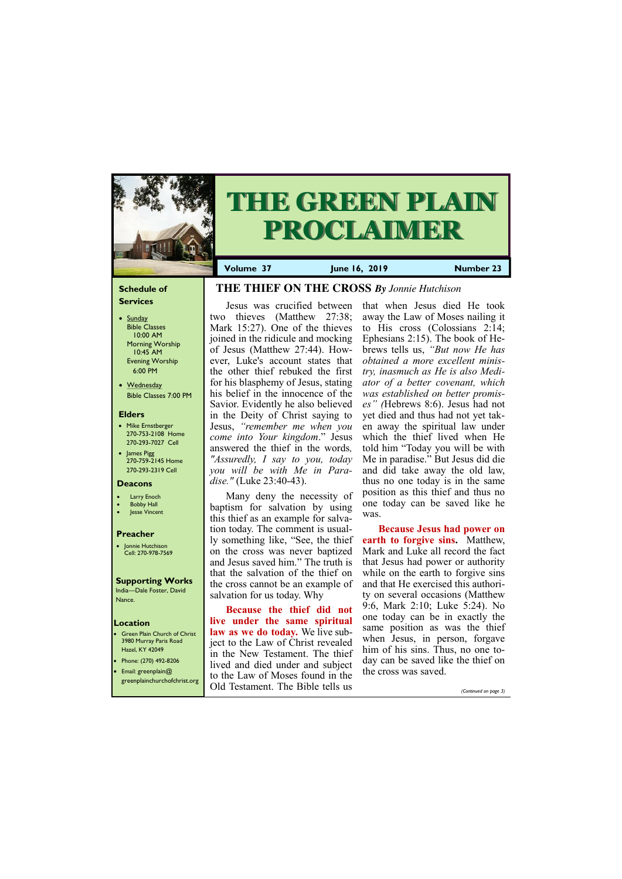# THE GREEN PLAIN PROCLAIMER

**Volume 37** | **June 16, 2019** | **Number 23**

### Schedule of Services

- Sunday
  Bible Classes 10:00 AM
  Morning Worship 10:45 AM
  Evening Worship 6:00 PM
- Wednesday
  Bible Classes 7:00 PM

### Elders

- Mike Ernstberger
  270-753-2108 Home
  270-293-7027 Cell
- James Pigg
  270-759-2145 Home
  270-293-2319 Cell

### Deacons

- Larry Enoch
- Bobby Hall
- Jesse Vincent

### Preacher

- Jonnie Hutchison
  Cell: 270-978-7569

### Supporting Works

India—Dale Foster, David Nance.

### Location

- Green Plain Church of Christ
  3980 Murray Paris Road
  Hazel, KY 42049
- Phone: (270) 492-8206
- Email: greenplain@greenplainchurchofchrist.org

## THE THIEF ON THE CROSS *By Jonnie Hutchison*

Jesus was crucified between two thieves (Matthew 27:38; Mark 15:27). One of the thieves joined in the ridicule and mocking of Jesus (Matthew 27:44). However, Luke's account states that the other thief rebuked the first for his blasphemy of Jesus, stating his belief in the innocence of the Savior. Evidently he also believed in the Deity of Christ saying to Jesus, *"remember me when you come into Your kingdom*." Jesus answered the thief in the words*, "Assuredly, I say to you, today you will be with Me in Paradise."* (Luke 23:40-43).

Many deny the necessity of baptism for salvation by using this thief as an example for salvation today. The comment is usually something like, "See, the thief on the cross was never baptized and Jesus saved him." The truth is that the salvation of the thief on the cross cannot be an example of salvation for us today. Why

**Because the thief did not live under the same spiritual law as we do today.** We live subject to the Law of Christ revealed in the New Testament. The thief lived and died under and subject to the Law of Moses found in the Old Testament. The Bible tells us that when Jesus died He took away the Law of Moses nailing it to His cross (Colossians 2:14; Ephesians 2:15). The book of Hebrews tells us, *"But now He has obtained a more excellent ministry, inasmuch as He is also Mediator of a better covenant, which was established on better promises" (*Hebrews 8:6). Jesus had not yet died and thus had not yet taken away the spiritual law under which the thief lived when He told him "Today you will be with Me in paradise." But Jesus did die and did take away the old law, thus no one today is in the same position as this thief and thus no one today can be saved like he was.

**Because Jesus had power on earth to forgive sins.** Matthew, Mark and Luke all record the fact that Jesus had power or authority while on the earth to forgive sins and that He exercised this authority on several occasions (Matthew 9:6, Mark 2:10; Luke 5:24). No one today can be in exactly the same position as was the thief when Jesus, in person, forgave him of his sins. Thus, no one today can be saved like the thief on the cross was saved.

*(Continued on page 3)*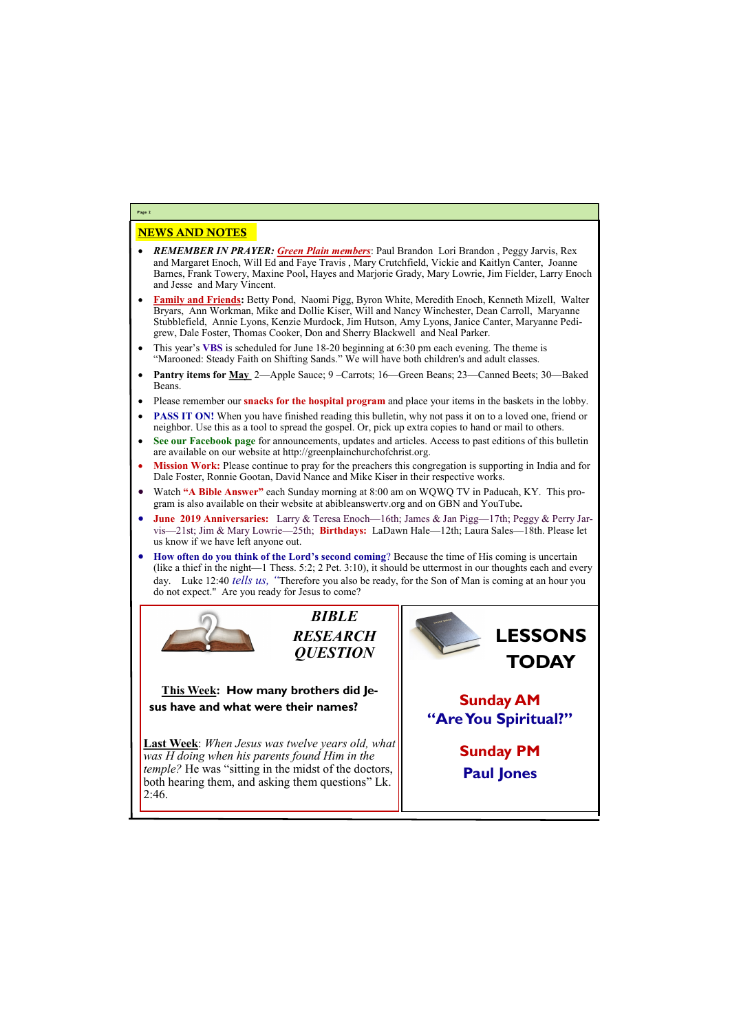## NEWS AND NOTES

- ***REMEMBER IN PRAYER:*** ***Green Plain members***: Paul Brandon Lori Brandon , Peggy Jarvis, Rex and Margaret Enoch, Will Ed and Faye Travis , Mary Crutchfield, Vickie and Kaitlyn Canter, Joanne Barnes, Frank Towery, Maxine Pool, Hayes and Marjorie Grady, Mary Lowrie, Jim Fielder, Larry Enoch and Jesse and Mary Vincent.
- **Family and Friends:** Betty Pond, Naomi Pigg, Byron White, Meredith Enoch, Kenneth Mizell, Walter Bryars, Ann Workman, Mike and Dollie Kiser, Will and Nancy Winchester, Dean Carroll, Maryanne Stubblefield, Annie Lyons, Kenzie Murdock, Jim Hutson, Amy Lyons, Janice Canter, Maryanne Pedigrew, Dale Foster, Thomas Cooker, Don and Sherry Blackwell and Neal Parker.
- This year's **VBS** is scheduled for June 18-20 beginning at 6:30 pm each evening. The theme is "Marooned: Steady Faith on Shifting Sands." We will have both children's and adult classes.
- **Pantry items for May** 2—Apple Sauce; 9 –Carrots; 16—Green Beans; 23—Canned Beets; 30—Baked Beans.
- Please remember our **snacks for the hospital program** and place your items in the baskets in the lobby.
- **PASS IT ON!** When you have finished reading this bulletin, why not pass it on to a loved one, friend or neighbor. Use this as a tool to spread the gospel. Or, pick up extra copies to hand or mail to others.
- **See our Facebook page** for announcements, updates and articles. Access to past editions of this bulletin are available on our website at http://greenplainchurchofchrist.org.
- **Mission Work:** Please continue to pray for the preachers this congregation is supporting in India and for Dale Foster, Ronnie Gootan, David Nance and Mike Kiser in their respective works.
- Watch **"A Bible Answer"** each Sunday morning at 8:00 am on WQWQ TV in Paducah, KY. This program is also available on their website at abibleanswertv.org and on GBN and YouTube**.**
- **June 2019 Anniversaries:** Larry & Teresa Enoch—16th; James & Jan Pigg—17th; Peggy & Perry Jarvis—21st; Jim & Mary Lowrie—25th; **Birthdays:** LaDawn Hale—12th; Laura Sales—18th. Please let us know if we have left anyone out.
- **How often do you think of the Lord's second coming**? Because the time of His coming is uncertain (like a thief in the night—1 Thess. 5:2; 2 Pet. 3:10), it should be uttermost in our thoughts each and every day. Luke 12:40 *tells us, "*Therefore you also be ready, for the Son of Man is coming at an hour you do not expect." Are you ready for Jesus to come?

### *BIBLE RESEARCH QUESTION*

**This Week**: **How many brothers did Jesus have and what were their names?**

**Last Week**: *When Jesus was twelve years old, what was H doing when his parents found Him in the temple?* He was "sitting in the midst of the doctors, both hearing them, and asking them questions" Lk. 2:46.

### LESSONS TODAY

**Sunday AM**

**"Are You Spiritual?"**

**Sunday PM**

**Paul Jones**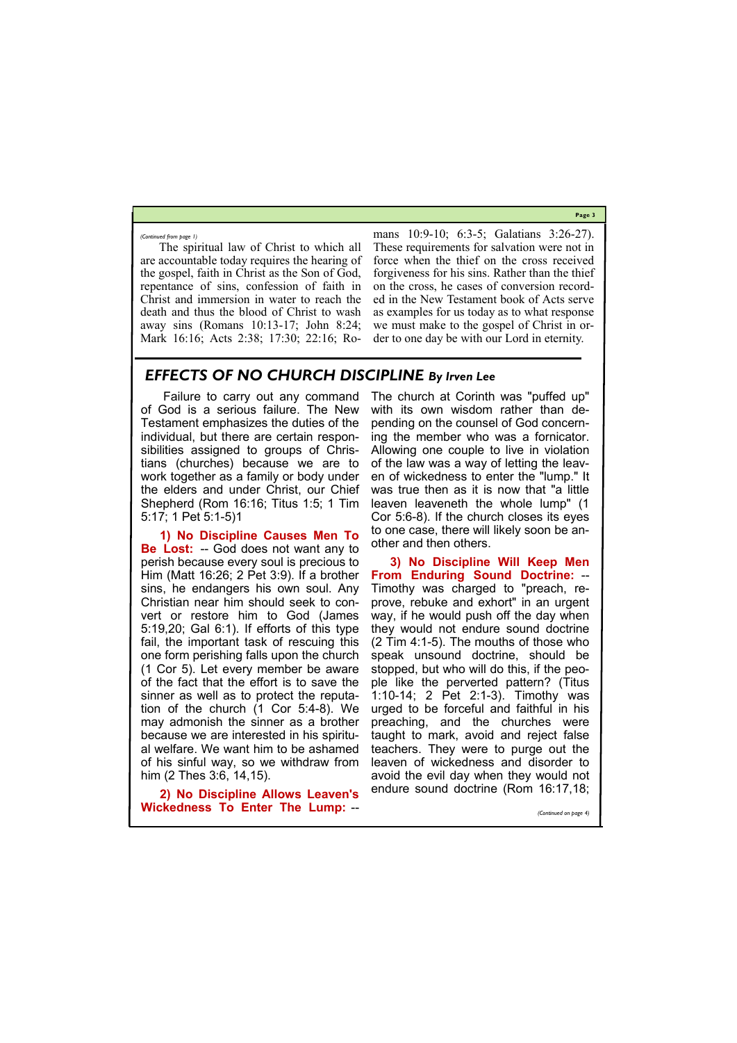*(Continued from page 1)*

The spiritual law of Christ to which all are accountable today requires the hearing of the gospel, faith in Christ as the Son of God, repentance of sins, confession of faith in Christ and immersion in water to reach the death and thus the blood of Christ to wash away sins (Romans 10:13-17; John 8:24; Mark 16:16; Acts 2:38; 17:30; 22:16; Romans 10:9-10; 6:3-5; Galatians 3:26-27). These requirements for salvation were not in force when the thief on the cross received forgiveness for his sins. Rather than the thief on the cross, he cases of conversion recorded in the New Testament book of Acts serve as examples for us today as to what response we must make to the gospel of Christ in order to one day be with our Lord in eternity.

## *EFFECTS OF NO CHURCH DISCIPLINE By Irven Lee*

Failure to carry out any command of God is a serious failure. The New Testament emphasizes the duties of the individual, but there are certain responsibilities assigned to groups of Christians (churches) because we are to work together as a family or body under the elders and under Christ, our Chief Shepherd (Rom 16:16; Titus 1:5; 1 Tim 5:17; 1 Pet 5:1-5)1

**1) No Discipline Causes Men To Be Lost:** -- God does not want any to perish because every soul is precious to Him (Matt 16:26; 2 Pet 3:9). If a brother sins, he endangers his own soul. Any Christian near him should seek to convert or restore him to God (James 5:19,20; Gal 6:1). If efforts of this type fail, the important task of rescuing this one form perishing falls upon the church (1 Cor 5). Let every member be aware of the fact that the effort is to save the sinner as well as to protect the reputation of the church (1 Cor 5:4-8). We may admonish the sinner as a brother because we are interested in his spiritual welfare. We want him to be ashamed of his sinful way, so we withdraw from him (2 Thes 3:6, 14,15).

**2) No Discipline Allows Leaven's Wickedness To Enter The Lump:** -- The church at Corinth was "puffed up" with its own wisdom rather than depending on the counsel of God concerning the member who was a fornicator. Allowing one couple to live in violation of the law was a way of letting the leaven of wickedness to enter the "lump." It was true then as it is now that "a little leaven leaveneth the whole lump" (1 Cor 5:6-8). If the church closes its eyes to one case, there will likely soon be another and then others.

**3) No Discipline Will Keep Men From Enduring Sound Doctrine:** -- Timothy was charged to "preach, reprove, rebuke and exhort" in an urgent way, if he would push off the day when they would not endure sound doctrine (2 Tim 4:1-5). The mouths of those who speak unsound doctrine, should be stopped, but who will do this, if the people like the perverted pattern? (Titus 1:10-14; 2 Pet 2:1-3). Timothy was urged to be forceful and faithful in his preaching, and the churches were taught to mark, avoid and reject false teachers. They were to purge out the leaven of wickedness and disorder to avoid the evil day when they would not endure sound doctrine (Rom 16:17,18;

*(Continued on page 4)*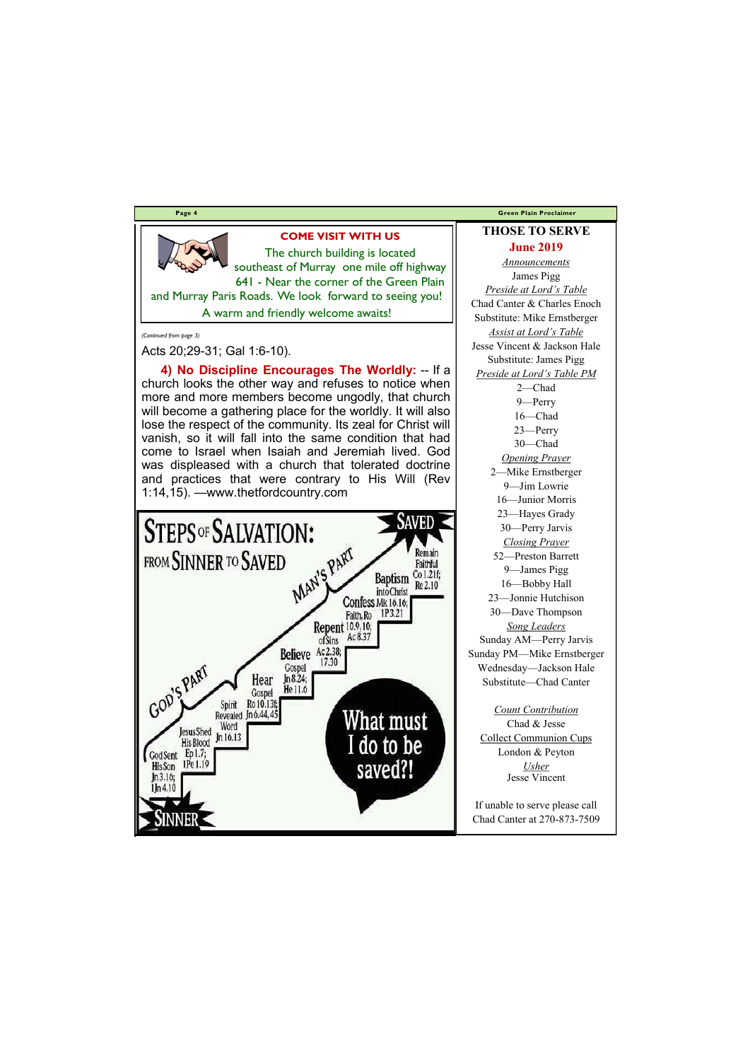## COME VISIT WITH US

The church building is located southeast of Murray one mile off highway 641 - Near the corner of the Green Plain and Murray Paris Roads. We look forward to seeing you! A warm and friendly welcome awaits!

*(Continued from page 3)*

Acts 20;29-31; Gal 1:6-10).

**4) No Discipline Encourages The Worldly:** -- If a church looks the other way and refuses to notice when more and more members become ungodly, that church will become a gathering place for the worldly. It will also lose the respect of the community. Its zeal for Christ will vanish, so it will fall into the same condition that had come to Israel when Isaiah and Jeremiah lived. God was displeased with a church that tolerated doctrine and practices that were contrary to His Will (Rev 1:14,15). —www.thetfordcountry.com

STEPS OF SALVATION: FROM SINNER TO SAVED

SINNER

GOD'S PART

God Sent His Son Jn 3.16; 1Jn 4.10

Jesus Shed His Blood Ep 1.7; 1Pe 1.19

Spirit Revealed Word Jn 16.13

MAN'S PART

Hear Gospel Ro 10.13f; Jn 6.44,45

Believe Gospel Jn 8.24; He 11.6

Repent of Sins Ac 2.38; 17.30

Confess Faith, Ro 10.9,10; Ac 8.37

Baptism into Christ Mk 16.16; 1P 3.21

Remain Faithful Co 1.21f; Re 2.10

SAVED

What must I do to be saved?!

## THOSE TO SERVE

### June 2019

*Announcements*
James Pigg

*Preside at Lord's Table*
Chad Canter & Charles Enoch
Substitute: Mike Ernstberger

*Assist at Lord's Table*
Jesse Vincent & Jackson Hale
Substitute: James Pigg

*Preside at Lord's Table PM*
2—Chad
9—Perry
16—Chad
23—Perry
30—Chad

*Opening Prayer*
2—Mike Ernstberger
9—Jim Lowrie
16—Junior Morris
23—Hayes Grady
30—Perry Jarvis

*Closing Prayer*
52—Preston Barrett
9—James Pigg
16—Bobby Hall
23—Jonnie Hutchison
30—Dave Thompson

*Song Leaders*
Sunday AM—Perry Jarvis
Sunday PM—Mike Ernstberger
Wednesday—Jackson Hale
Substitute—Chad Canter

*Count Contribution*
Chad & Jesse

*Collect Communion Cups*
London & Peyton

*Usher*
Jesse Vincent

If unable to serve please call Chad Canter at 270-873-7509